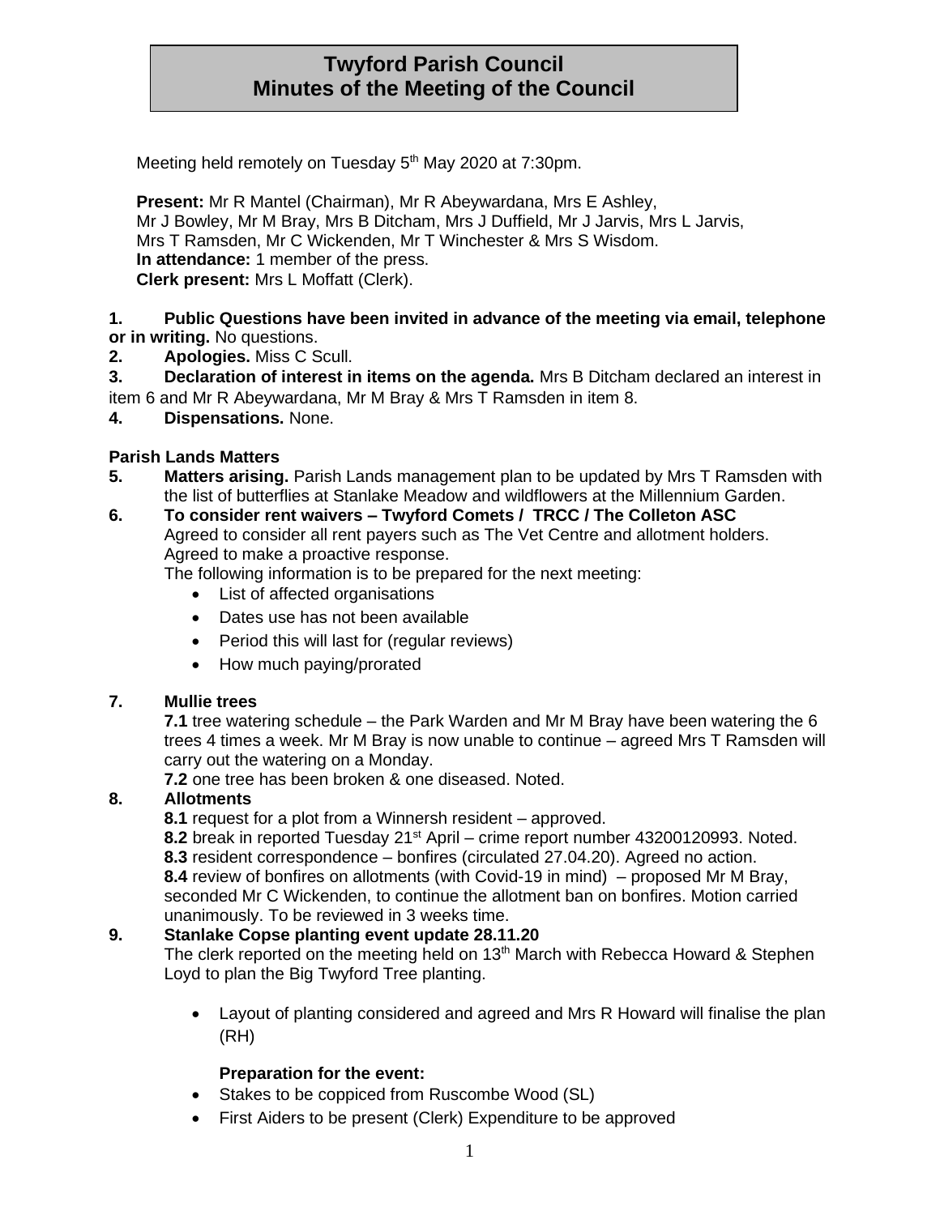# Twyford Parish Council
# Minutes of the Meeting of the Council

Meeting held remotely on Tuesday 5th May 2020 at 7:30pm.

**Present:** Mr R Mantel (Chairman), Mr R Abeywardana, Mrs E Ashley, Mr J Bowley, Mr M Bray, Mrs B Ditcham, Mrs J Duffield, Mr J Jarvis, Mrs L Jarvis, Mrs T Ramsden, Mr C Wickenden, Mr T Winchester & Mrs S Wisdom.
**In attendance:** 1 member of the press.
**Clerk present:** Mrs L Moffatt (Clerk).

**1. Public Questions have been invited in advance of the meeting via email, telephone or in writing.** No questions.

**2. Apologies.** Miss C Scull.

**3. Declaration of interest in items on the agenda.** Mrs B Ditcham declared an interest in item 6 and Mr R Abeywardana, Mr M Bray & Mrs T Ramsden in item 8.

**4. Dispensations.** None.

**Parish Lands Matters**

**5. Matters arising.** Parish Lands management plan to be updated by Mrs T Ramsden with the list of butterflies at Stanlake Meadow and wildflowers at the Millennium Garden.

**6. To consider rent waivers – Twyford Comets / TRCC / The Colleton ASC**
Agreed to consider all rent payers such as The Vet Centre and allotment holders. Agreed to make a proactive response.
The following information is to be prepared for the next meeting:

- List of affected organisations
- Dates use has not been available
- Period this will last for (regular reviews)
- How much paying/prorated

**7. Mullie trees**

**7.1** tree watering schedule – the Park Warden and Mr M Bray have been watering the 6 trees 4 times a week. Mr M Bray is now unable to continue – agreed Mrs T Ramsden will carry out the watering on a Monday.

**7.2** one tree has been broken & one diseased. Noted.

**8. Allotments**

**8.1** request for a plot from a Winnersh resident – approved.

**8.2** break in reported Tuesday 21st April – crime report number 43200120993. Noted.

**8.3** resident correspondence – bonfires (circulated 27.04.20). Agreed no action.

**8.4** review of bonfires on allotments (with Covid-19 in mind) – proposed Mr M Bray, seconded Mr C Wickenden, to continue the allotment ban on bonfires. Motion carried unanimously. To be reviewed in 3 weeks time.

**9. Stanlake Copse planting event update 28.11.20**
The clerk reported on the meeting held on 13th March with Rebecca Howard & Stephen Loyd to plan the Big Twyford Tree planting.

- Layout of planting considered and agreed and Mrs R Howard will finalise the plan (RH)

**Preparation for the event:**

- Stakes to be coppiced from Ruscombe Wood (SL)
- First Aiders to be present (Clerk) Expenditure to be approved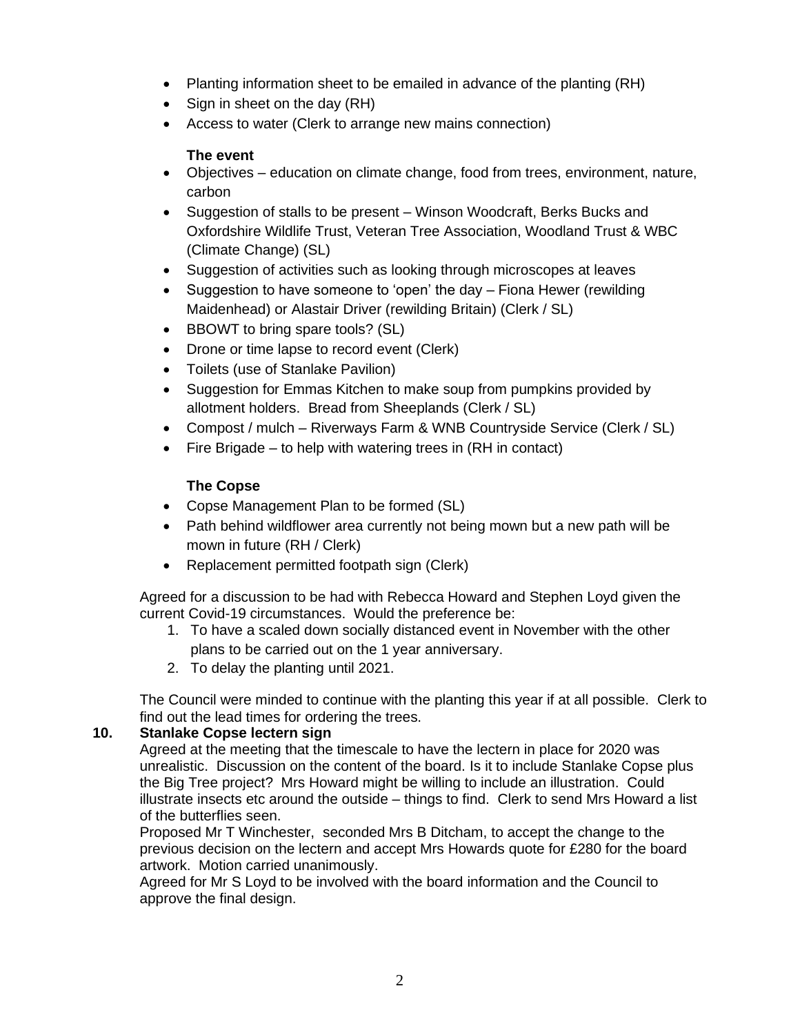- Planting information sheet to be emailed in advance of the planting (RH)
- Sign in sheet on the day (RH)
- Access to water (Clerk to arrange new mains connection)

**The event**

- Objectives – education on climate change, food from trees, environment, nature, carbon
- Suggestion of stalls to be present – Winson Woodcraft, Berks Bucks and Oxfordshire Wildlife Trust, Veteran Tree Association, Woodland Trust & WBC (Climate Change) (SL)
- Suggestion of activities such as looking through microscopes at leaves
- Suggestion to have someone to 'open' the day – Fiona Hewer (rewilding Maidenhead) or Alastair Driver (rewilding Britain) (Clerk / SL)
- BBOWT to bring spare tools? (SL)
- Drone or time lapse to record event (Clerk)
- Toilets (use of Stanlake Pavilion)
- Suggestion for Emmas Kitchen to make soup from pumpkins provided by allotment holders. Bread from Sheeplands (Clerk / SL)
- Compost / mulch – Riverways Farm & WNB Countryside Service (Clerk / SL)
- Fire Brigade – to help with watering trees in (RH in contact)

**The Copse**

- Copse Management Plan to be formed (SL)
- Path behind wildflower area currently not being mown but a new path will be mown in future (RH / Clerk)
- Replacement permitted footpath sign (Clerk)

Agreed for a discussion to be had with Rebecca Howard and Stephen Loyd given the current Covid-19 circumstances. Would the preference be:

1. To have a scaled down socially distanced event in November with the other plans to be carried out on the 1 year anniversary.
2. To delay the planting until 2021.

The Council were minded to continue with the planting this year if at all possible. Clerk to find out the lead times for ordering the trees.

**10. Stanlake Copse lectern sign**

Agreed at the meeting that the timescale to have the lectern in place for 2020 was unrealistic. Discussion on the content of the board. Is it to include Stanlake Copse plus the Big Tree project? Mrs Howard might be willing to include an illustration. Could illustrate insects etc around the outside – things to find. Clerk to send Mrs Howard a list of the butterflies seen.

Proposed Mr T Winchester, seconded Mrs B Ditcham, to accept the change to the previous decision on the lectern and accept Mrs Howards quote for £280 for the board artwork. Motion carried unanimously.

Agreed for Mr S Loyd to be involved with the board information and the Council to approve the final design.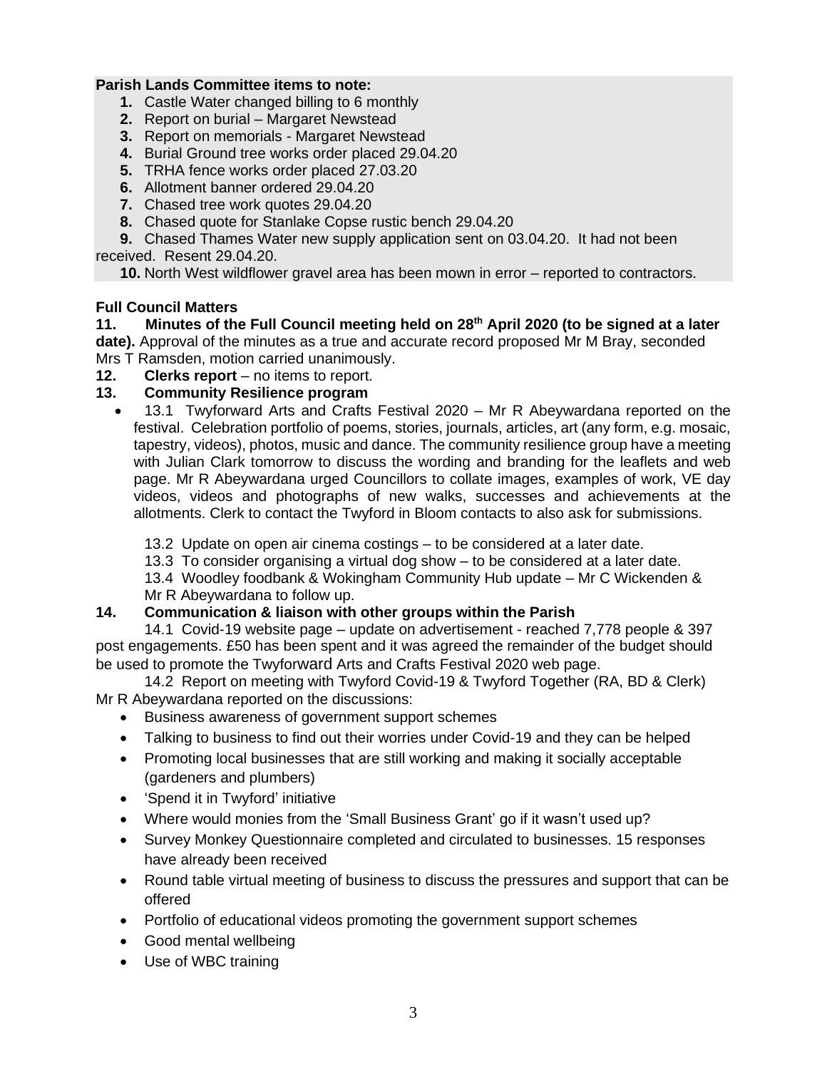**Parish Lands Committee items to note:**

1. Castle Water changed billing to 6 monthly
2. Report on burial – Margaret Newstead
3. Report on memorials - Margaret Newstead
4. Burial Ground tree works order placed 29.04.20
5. TRHA fence works order placed 27.03.20
6. Allotment banner ordered 29.04.20
7. Chased tree work quotes 29.04.20
8. Chased quote for Stanlake Copse rustic bench 29.04.20
9. Chased Thames Water new supply application sent on 03.04.20. It had not been received. Resent 29.04.20.
10. North West wildflower gravel area has been mown in error – reported to contractors.

**Full Council Matters**

**11. Minutes of the Full Council meeting held on 28th April 2020 (to be signed at a later date).** Approval of the minutes as a true and accurate record proposed Mr M Bray, seconded Mrs T Ramsden, motion carried unanimously.

**12. Clerks report** – no items to report.

**13. Community Resilience program**

- 13.1 Twyforward Arts and Crafts Festival 2020 – Mr R Abeywardana reported on the festival. Celebration portfolio of poems, stories, journals, articles, art (any form, e.g. mosaic, tapestry, videos), photos, music and dance. The community resilience group have a meeting with Julian Clark tomorrow to discuss the wording and branding for the leaflets and web page. Mr R Abeywardana urged Councillors to collate images, examples of work, VE day videos, videos and photographs of new walks, successes and achievements at the allotments. Clerk to contact the Twyford in Bloom contacts to also ask for submissions.

13.2 Update on open air cinema costings – to be considered at a later date.

13.3 To consider organising a virtual dog show – to be considered at a later date.

13.4 Woodley foodbank & Wokingham Community Hub update – Mr C Wickenden & Mr R Abeywardana to follow up.

**14. Communication & liaison with other groups within the Parish**

14.1 Covid-19 website page – update on advertisement - reached 7,778 people & 397 post engagements. £50 has been spent and it was agreed the remainder of the budget should be used to promote the Twyforward Arts and Crafts Festival 2020 web page.

14.2 Report on meeting with Twyford Covid-19 & Twyford Together (RA, BD & Clerk) Mr R Abeywardana reported on the discussions:

- Business awareness of government support schemes
- Talking to business to find out their worries under Covid-19 and they can be helped
- Promoting local businesses that are still working and making it socially acceptable (gardeners and plumbers)
- 'Spend it in Twyford' initiative
- Where would monies from the 'Small Business Grant' go if it wasn't used up?
- Survey Monkey Questionnaire completed and circulated to businesses. 15 responses have already been received
- Round table virtual meeting of business to discuss the pressures and support that can be offered
- Portfolio of educational videos promoting the government support schemes
- Good mental wellbeing
- Use of WBC training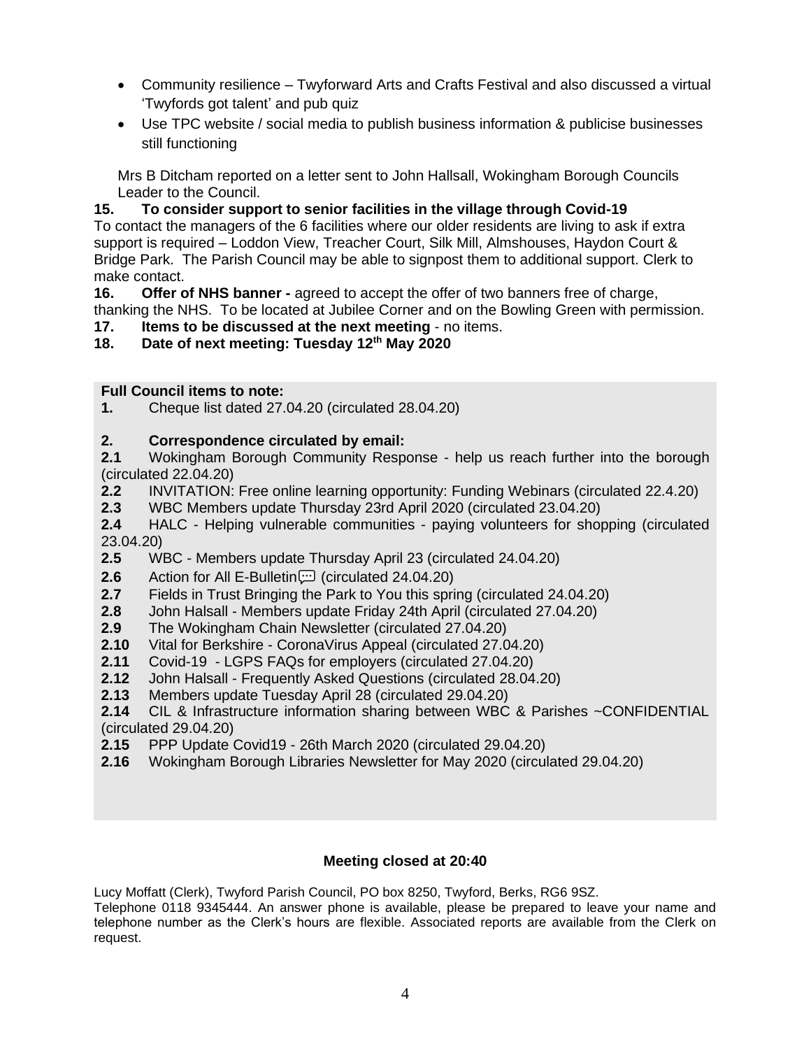- Community resilience – Twyforward Arts and Crafts Festival and also discussed a virtual 'Twyfords got talent' and pub quiz
- Use TPC website / social media to publish business information & publicise businesses still functioning

Mrs B Ditcham reported on a letter sent to John Hallsall, Wokingham Borough Councils Leader to the Council.

**15. To consider support to senior facilities in the village through Covid-19**

To contact the managers of the 6 facilities where our older residents are living to ask if extra support is required – Loddon View, Treacher Court, Silk Mill, Almshouses, Haydon Court & Bridge Park. The Parish Council may be able to signpost them to additional support. Clerk to make contact.

**16. Offer of NHS banner -** agreed to accept the offer of two banners free of charge, thanking the NHS. To be located at Jubilee Corner and on the Bowling Green with permission.

**17. Items to be discussed at the next meeting** - no items.

**18. Date of next meeting: Tuesday 12th May 2020**

**Full Council items to note:**

**1.** Cheque list dated 27.04.20 (circulated 28.04.20)

**2. Correspondence circulated by email:**

**2.1** Wokingham Borough Community Response - help us reach further into the borough (circulated 22.04.20)
**2.2** INVITATION: Free online learning opportunity: Funding Webinars (circulated 22.4.20)
**2.3** WBC Members update Thursday 23rd April 2020 (circulated 23.04.20)
**2.4** HALC - Helping vulnerable communities - paying volunteers for shopping (circulated 23.04.20)
**2.5** WBC - Members update Thursday April 23 (circulated 24.04.20)
**2.6** Action for All E-Bulletin (circulated 24.04.20)
**2.7** Fields in Trust Bringing the Park to You this spring (circulated 24.04.20)
**2.8** John Halsall - Members update Friday 24th April (circulated 27.04.20)
**2.9** The Wokingham Chain Newsletter (circulated 27.04.20)
**2.10** Vital for Berkshire - CoronaVirus Appeal (circulated 27.04.20)
**2.11** Covid-19 - LGPS FAQs for employers (circulated 27.04.20)
**2.12** John Halsall - Frequently Asked Questions (circulated 28.04.20)
**2.13** Members update Tuesday April 28 (circulated 29.04.20)
**2.14** CIL & Infrastructure information sharing between WBC & Parishes ~CONFIDENTIAL (circulated 29.04.20)
**2.15** PPP Update Covid19 - 26th March 2020 (circulated 29.04.20)
**2.16** Wokingham Borough Libraries Newsletter for May 2020 (circulated 29.04.20)

**Meeting closed at 20:40**

Lucy Moffatt (Clerk), Twyford Parish Council, PO box 8250, Twyford, Berks, RG6 9SZ.
Telephone 0118 9345444. An answer phone is available, please be prepared to leave your name and telephone number as the Clerk's hours are flexible. Associated reports are available from the Clerk on request.